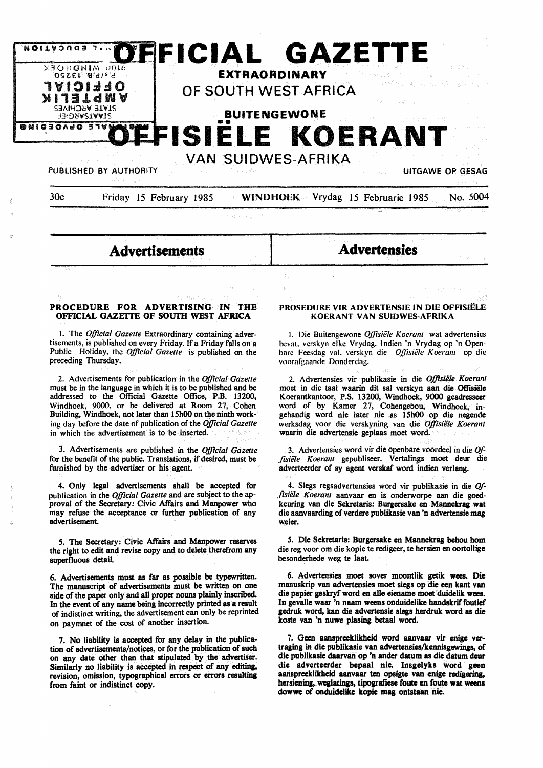# OFFICIAL GAZETTE

**EXTRAORDINARY**

OF SOUTH WEST AFRICA

**BUITENGEWONE**

# OFFISIËLE KOERANT

VAN SUIDWES-AFRIKA

PUBLISHED BY AUTHORITY — UITGAWE OP GESAG

30c — Friday 15 February 1985 — **WINDHOEK** — Vrydag 15 Februarie 1985 — No. 5004

## Advertisements

### PROCEDURE FOR ADVERTISING IN THE OFFICIAL GAZETTE OF SOUTH WEST AFRICA

1. The *Official Gazette* Extraordinary containing advertisements, is published on every Friday. If a Friday falls on a Public Holiday, the *Official Gazette* is published on the preceding Thursday.

2. Advertisements for publication in the *Official Gazette* must be in the language in which it is to be published and be addressed to the Official Gazette Office, P.B. 13200, Windhoek, 9000, or be delivered at Room 27, Cohen Building, Windhoek, not later than 15h00 on the ninth working day before the date of publication of the *Official Gazette* in which the advertisement is to be inserted.

3. Advertisements are published in the *Official Gazette* for the benefit of the public. Translations, if desired, must be furnished by the advertiser or his agent.

4. Only legal advertisements shall be accepted for publication in the *Official Gazette* and are subject to the approval of the Secretary: Civic Affairs and Manpower who may refuse the acceptance or further publication of any advertisement.

5. The Secretary: Civic Affairs and Manpower reserves the right to edit and revise copy and to delete therefrom any superfluous detail.

6. Advertisements must as far as possible be typewritten. The manuscript of advertisements must be written on one side of the paper only and all proper nouns plainly inscribed. In the event of any name being incorrectly printed as a result of indistinct writing, the advertisement can only be reprinted on paymnet of the cost of another insertion.

7. No liability is accepted for any delay in the publication of advertisements/notices, or for the publication of such on any date other than that stipulated by the advertiser. Similarly no liability is accepted in respect of any editing, revision, omission, typographical errors or errors resulting from faint or indistinct copy.

## Advertensies

### PROSEDURE VIR ADVERTENSIE IN DIE OFFISIËLE KOERANT VAN SUIDWES-AFRIKA

1. Die Buitengewone *Offisiële Koerant* wat advertensies bevat, verskyn elke Vrydag. Indien 'n Vrydag op 'n Openbare Feesdag val, verskyn die *Offisiële Koerant* op die voorafgaande Donderdag.

2. Advertensies vir publikasie in die *Offisiële Koerant* moet in die taal waarin dit sal verskyn aan die Offisiële Koerantkantoor, P.S. 13200, Windhoek, 9000 geadresseer word of by Kamer 27, Cohengebou, Windhoek, ingehandig word nie later nie as 15h00 op die negende werksdag voor die verskyning van die *Offisiële Koerant* waarin die advertensie geplaas moet word.

3. Advertensies word vir die openbare voordeel in die *Offisiële Koerant* gepubliseer. Vertalings moet deur die adverteerder of sy agent verskaf word indien verlang.

4. Slegs regsadvertensies word vir publikasie in die *Offisiële Koerant* aanvaar en is onderworpe aan die goedkeuring van die Sekretaris: Burgersake en Mannekrag wat die aanvaarding of verdere publikasie van 'n advertensie mag weier.

5. Die Sekretaris: Burgersake en Mannekrag behou hom die reg voor om die kopie te redigeer, te hersien en oortollige besonderhede weg te laat.

6. Advertensies moet sover moontlik getik wees. Die manuskrip van advertensies moet slegs op die een kant van die papier geskryf word en alle eiename moet duidelik wees. In gevalle waar 'n naam weens onduidelike handskrif foutief gedruk word, kan die advertensie slegs herdruk word as die koste van 'n nuwe plasing betaal word.

7. Geen aanspreeklikheid word aanvaar vir enige vertraging in die publikasie van advertensies/kennisgewings, of die publikasie daarvan op 'n ander datum as die datum deur die adverteerder bepaal nie. Insgelyks word geen aanspreeklikheid aanvaar ten opsigte van enige redigering, hersiening, weglatings, tipografiese foute en foute wat weens dowwe of onduidelike kopie mag ontstaan nie.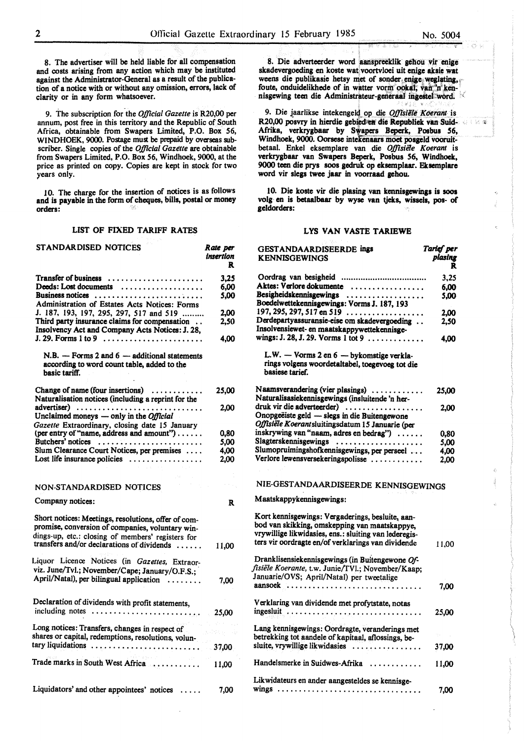8. The advertiser will be held liable for all compensation and costs arising from any action which may be instituted against the Administrator-General as a result of the publication of a notice with or without any omission, errors, lack of clarity or in any form whatsoever.

9. The subscription for the *Official Gazette* is R20,00 per annum, post free in this territory and the Republic of South Africa, obtainable from Swapers Limited, P.O. Box 56, WINDHOEK, 9000. Postage must be prepaid by overseas subscriber. Single copies of the *Official Gazette* are obtainable from Swapers Limited, P.O. Box 56, Windhoek, 9000, at the price as printed on copy. Copies are kept in stock for two years only.

10. The charge for the insertion of notices is as follows and is payable in the form of cheques, bills, postal or money orders:

## LIST OF FIXED TARIFF RATES

| STANDARDISED NOTICES | Rate per insertion R |
|---|---|
| Transfer of business | 3,25 |
| Deeds: Lost documents | 6,00 |
| Business notices | 5,00 |
| Administration of Estates Acts Notices: Forms J. 187, 193, 197, 295, 297, 517 and 519 | 2,00 |
| Third party insurance claims for compensation | 2,50 |
| Insolvency Act and Company Acts Notices: J. 28, J. 29. Forms 1 to 9 | 4,00 |

N.B. — Forms 2 and 6 — additional statements according to word count table, added to the basic tariff.

| | |
|---|---|
| Change of name (four insertions) | 25,00 |
| Naturalisation notices (including a reprint for the advertiser) | 2,00 |
| Unclaimed moneys — only in the *Official Gazette* Extraordinary, closing date 15 January (per entry of "name, address and amount") | 0,80 |
| Butchers' notices | 5,00 |
| Slum Clearance Court Notices, per premises | 4,00 |
| Lost life insurance policies | 2,00 |

## NON-STANDARDISED NOTICES

| Company notices: | R |
|---|---|
| Short notices: Meetings, resolutions, offer of compromise, conversion of companies, voluntary windings-up, etc.: closing of members' registers for transfers and/or declarations of dividends | 11,00 |
| Liquor Licence Notices (in *Gazettes*, Extraor- viz. June/Tvl.; November/Cape; January/O.F.S.; April/Natal), per bilingual application | 7,00 |
| Declaration of dividends with profit statements, including notes | 25,00 |
| Long notices: Transfers, changes in respect of shares or capital, redemptions, resolutions, voluntary liquidations | 37,00 |
| Trade marks in South West Africa | 11,00 |
| Liquidators' and other appointees' notices | 7,00 |

8. Die adverteerder word aanspreeklik gehou vir enige skadevergoeding en koste wat voortvloei uit enige aksie wat weens die publikasie hetsy met of sonder enige weglating, foute, onduidelikhede of in watter vorm ookal, van 'n kennisgewing teen die Administrateur-generaal ingestel word.

9. Die jaarlikse intekengeld op die *Offisiële Koerant* is R20,00 posvry in hierdie gebied en die Republiek van Suid-Afrika, verkrygbaar by Swapers Beperk, Posbus 56, Windhoek, 9000. Oorsese intekenaars moet posgeld vooruitbetaal. Enkel eksemplare van die *Offisiële Koerant* is verkrygbaar van Swapers Beperk, Posbus 56, Windhoek, 9000 teen die prys soos gedruk op eksemplaar. Eksemplare word vir slegs twee jaar in voorraad gehou.

10. Die koste vir die plasing van kennisgewings is soos volg en is betaalbaar by wyse van tjeks, wissels, pos- of geldorders:

## LYS VAN VASTE TARIEWE

| GESTANDAARDISEERDE ings KENNISGEWINGS | Tarief per plasing R |
|---|---|
| Oordrag van besigheid | 3,25 |
| Aktes: Verlore dokumente | 6,00 |
| Besigheidskennisgewings | 5,00 |
| Boedelwettekennisgewings: Vorms J. 187, 193 197, 295, 297, 517 en 519 | 2,00 |
| Derdepartyassuransie-eise om skadevergoeding | 2,50 |
| Insolvensiewet- en maatskappywettekennisgewings: J. 28, J. 29. Vorms 1 tot 9 | 4,00 |

L.W. — Vorms 2 en 6 — bykomstige verklarings volgens woordetaltabel, toegevoeg tot die basiese tarief.

| | |
|---|---|
| Naamsverandering (vier plasings) | 25,00 |
| Naturalisasiekennisgewings (insluitende 'n herdruk vir die adverteerder) | 2,00 |
| Onopgeëiste geld — slegs in die Buitengewone *Offisiële Koerant* sluitingsdatum 15 Januarie (per inskrywing van "naam, adres en bedrag") | 0,80 |
| Slagterskennisgewings | 5,00 |
| Slumopruimingshofkennisgewings, per perseel | 4,00 |
| Verlore lewensversekeringspolisse | 2,00 |

## NIE-GESTANDAARDISEERDE KENNISGEWINGS

| Maatskappykennisgewings: | |
|---|---|
| Kort kennisgewings: Vergaderings, besluite, aanbod van skikking, omskepping van maatskappye, vrywillige likwidasies, ens.: sluiting van lederegisters vir oordragte en/of verklarings van dividende | 11,00 |
| Dranklisensiekennisgewings (in Buitengewone *Offisiële Koerante*, t.w. Junie/TVl.; November/Kaap; Januarie/OVS; April/Natal) per tweetalige aansoek | 7,00 |
| Verklaring van dividende met profytstate, notas ingesluit | 25,00 |
| Lang kennisgewings: Oordragte, veranderings met betrekking tot aandele of kapitaal, aflossings, besluite, vrywillige likwidasies | 37,00 |
| Handelsmerke in Suidwes-Afrika | 11,00 |
| Likwidateurs en ander aangesteldes se kennisgewings | 7,00 |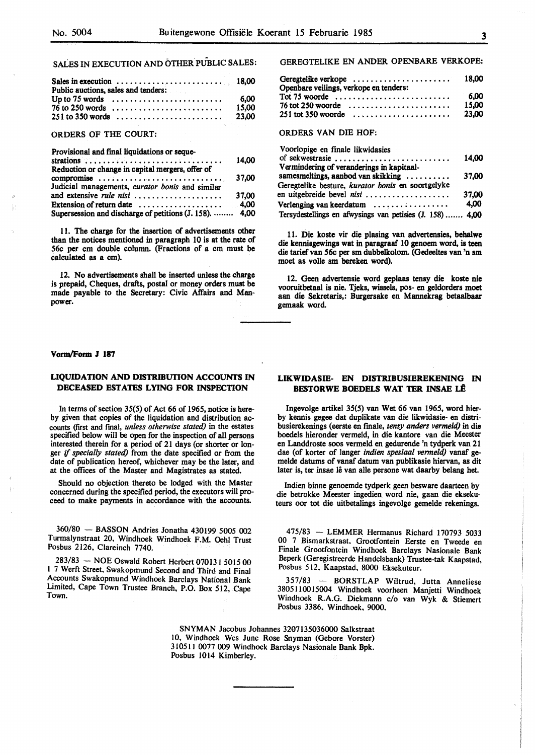SALES IN EXECUTION AND OTHER PUBLIC SALES:

| | |
|---|---|
| Sales in execution | 18,00 |
| Public auctions, sales and tenders: | |
| Up to 75 words | 6,00 |
| 76 to 250 words | 15,00 |
| 251 to 350 words | 23,00 |

ORDERS OF THE COURT:

| | |
|---|---|
| Provisional and final liquidations or sequestrations | 14,00 |
| Reduction or change in capital mergers, offer of compromise | 37,00 |
| Judicial managements, *curator bonis* and similar and extensive *rule nisi* | 37,00 |
| Extension of return date | 4,00 |
| Supersession and discharge of petitions (J. 158). | 4,00 |

11. The charge for the insertion of advertisements other than the notices mentioned in paragraph 10 is at the rate of 56c per cm double column. (Fractions of a cm must be calculated as a cm).

12. No advertisements shall be inserted unless the charge is prepaid, Cheques, drafts, postal or money orders must be made payable to the Secretary: Civic Affairs and Manpower.

GEREGTELIKE EN ANDER OPENBARE VERKOPE:

| | |
|---|---|
| Geregtelike verkope | 18,00 |
| Openbare veilings, verkope en tenders: | |
| Tot 75 woorde | 6,00 |
| 76 tot 250 woorde | 15,00 |
| 251 tot 350 woorde | 23,00 |

ORDERS VAN DIE HOF:

| | |
|---|---|
| Voorlopige en finale likwidasies of sekwestrasie | 14,00 |
| Vermindering of veranderings in kapitaalsamesmeltings, aanbod van skikking | 37,00 |
| Geregtelike besture, *kurator bonis* en soortgelyke en uitgebreide bevel *nisi* | 37,00 |
| Verlenging van keerdatum | 4,00 |
| Tersydestellings en afwysings van petisies (J. 158) | 4,00 |

11. Die koste vir die plasing van advertensies, behalwe die kennisgewings wat in paragraaf 10 genoem word, is teen die tarief van 56c per sm dubbelkolom. (Gedeeltes van 'n sm moet as volle sm bereken word).

12. Geen advertensie word geplaas tensy die koste nie vooruitbetaal is nie. Tjeks, wissels, pos- en geldorders moet aan die Sekretaris,: Burgersake en Mannekrag betaalbaar gemaak word.

---

**Vorm/Form J 187**

### LIQUIDATION AND DISTRIBUTION ACCOUNTS IN DECEASED ESTATES LYING FOR INSPECTION

In terms of section 35(5) of Act 66 of 1965, notice is hereby given that copies of the liquidation and distribution accounts (first and final, *unless otherwise stated)* in the estates specified below will be open for the inspection of all persons interested therein for a period of 21 days (or shorter or longer *if specially stated)* from the date specified or from the date of publication hereof, whichever may be the later, and at the offices of the Master and Magistrates as stated.

Should no objection thereto be lodged with the Master concerned during the specified period, the executors will proceed to make payments in accordance with the accounts.

### LIKWIDASIE- EN DISTRIBUSIEREKENING IN BESTORWE BOEDELS WAT TER INSAE LÊ

Ingevolge artikel 35(5) van Wet 66 van 1965, word hierby kennis gegee dat duplikate van die likwidasie- en distribusierekenings (eerste en finale, *tensy anders vermeld)* in die boedels hieronder vermeld, in die kantore van die Meester en Landdroste soos vermeld en gedurende 'n tydperk van 21 dae (of korter of langer *indien spesiaal vermeld)* vanaf gemelde datums of vanaf datum van publikasie hiervan, as dit later is, ter insae lê van alle persone wat daarby belang het.

Indien binne genoemde tydperk geen besware daarteen by die betrokke Meester ingedien word nie, gaan die eksekuteurs oor tot die uitbetalings ingevolge gemelde rekenings.

360/80 — BASSON Andries Jonatha 430199 5005 002 Turmalynstraat 20, Windhoek Windhoek F.M. Oehl Trust Posbus 2126, Clareinch 7740.

283/83 — NOE Oswald Robert Herbert 070131 5015 00 1 7 Werft Street, Swakopmund Second and Third and Final Accounts Swakopmund Windhoek Barclays National Bank Limited, Cape Town Trustee Branch, P.O. Box 512, Cape Town.

475/83 — LEMMER Hermanus Richard 170793 5033 00 7 Bismarkstraat, Grootfontein Eerste en Tweede en Finale Grootfontein Windhoek Barclays Nasionale Bank Beperk (Geregistreerde Handelsbank) Trustee-tak Kaapstad, Posbus 512, Kaapstad, 8000 Eksekuteur.

357/83 — BORSTLAP Wiltrud, Jutta Anneliese 3805110015004 Windhoek voorheen Manjetti Windhoek Windhoek R.A.G. Diekmann c/o van Wyk & Stiemert Posbus 3386, Windhoek, 9000.

SNYMAN Jacobus Johannes 3207135036000 Salkstraat 10, Windhoek Wes June Rose Snyman (Gebore Vorster) 310511 0077 009 Windhoek Barclays Nasionale Bank Bpk. Posbus 1014 Kimberley.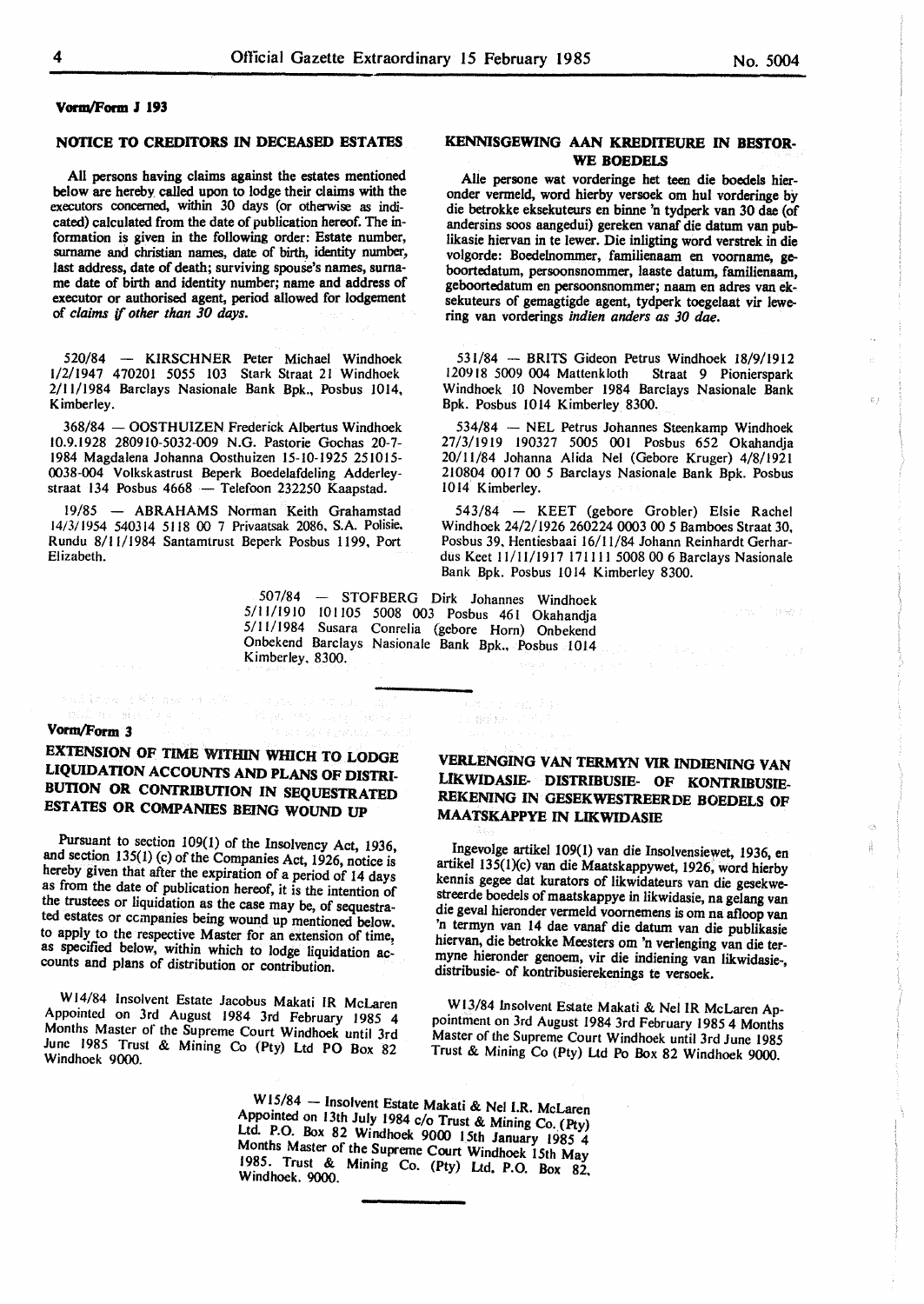**Vorm/Form J 193**

## NOTICE TO CREDITORS IN DECEASED ESTATES

All persons having claims against the estates mentioned below are hereby called upon to lodge their claims with the executors concerned, within 30 days (or otherwise as indicated) calculated from the date of publication hereof. The information is given in the following order: Estate number, surname and christian names, date of birth, identity number, last address, date of death; surviving spouse's names, surname date of birth and identity number; name and address of executor or authorised agent, period allowed for lodgement of *claims if other than 30 days.*

520/84 — KIRSCHNER Peter Michael Windhoek 1/2/1947 470201 5055 103 Stark Straat 21 Windhoek 2/11/1984 Barclays Nasionale Bank Bpk., Posbus 1014, Kimberley.

368/84 — OOSTHUIZEN Frederick Albertus Windhoek 10.9.1928 280910-5032-009 N.G. Pastorie Gochas 20-7-1984 Magdalena Johanna Oosthuizen 15-10-1925 251015-0038-004 Volkskastrust Beperk Boedelafdeling Adderleystraat 134 Posbus 4668 — Telefoon 232250 Kaapstad.

19/85 — ABRAHAMS Norman Keith Grahamstad 14/3/1954 540314 5118 00 7 Privaatsak 2086, S.A. Polisie. Rundu 8/11/1984 Santamtrust Beperk Posbus 1199, Port Elizabeth.

## KENNISGEWING AAN KREDITEURE IN BESTORWE BOEDELS

Alle persone wat vorderinge het teen die boedels hieronder vermeld, word hierby versoek om hul vorderinge by die betrokke eksekuteurs en binne 'n tydperk van 30 dae (of andersins soos aangedui) gereken vanaf die datum van publikasie hiervan in te lewer. Die inligting word verstrek in die volgorde: Boedelnommer, familienaam en voorname, geboortedatum, persoonsnommer, laaste datum, familienaam, geboortedatum en persoonsnommer; naam en adres van eksekuteurs of gemagtigde agent, tydperk toegelaat vir lewering van vorderings *indien anders as 30 dae.*

531/84 — BRITS Gideon Petrus Windhoek 18/9/1912 120918 5009 004 Mattenkloth Straat 9 Pionierspark Windhoek 10 November 1984 Barclays Nasionale Bank Bpk. Posbus 1014 Kimberley 8300.

534/84 — NEL Petrus Johannes Steenkamp Windhoek 27/3/1919 190327 5005 001 Posbus 652 Okahandja 20/11/84 Johanna Alida Nel (Gebore Kruger) 4/8/1921 210804 0017 00 5 Barclays Nasionale Bank Bpk. Posbus 1014 Kimberley.

543/84 — KEET (gebore Grobler) Elsie Rachel Windhoek 24/2/1926 260224 0003 00 5 Bamboes Straat 30, Posbus 39, Hentiesbaai 16/11/84 Johann Reinhardt Gerhardus Keet 11/11/1917 171111 5008 00 6 Barclays Nasionale Bank Bpk. Posbus 1014 Kimberley 8300.

507/84 — STOFBERG Dirk Johannes Windhoek 5/11/1910 101105 5008 003 Posbus 461 Okahandja 5/11/1984 Susara Conrelia (gebore Horn) Onbekend Onbekend Barclays Nasionale Bank Bpk., Posbus 1014 Kimberley, 8300.

---

**Vorm/Form 3**

## EXTENSION OF TIME WITHIN WHICH TO LODGE LIQUIDATION ACCOUNTS AND PLANS OF DISTRIBUTION OR CONTRIBUTION IN SEQUESTRATED ESTATES OR COMPANIES BEING WOUND UP

Pursuant to section 109(1) of the Insolvency Act, 1936, and section 135(1) (c) of the Companies Act, 1926, notice is hereby given that after the expiration of a period of 14 days as from the date of publication hereof, it is the intention of the trustees or liquidation as the case may be, of sequestrated estates or companies being wound up mentioned below. to apply to the respective Master for an extension of time, as specified below, within which to lodge liquidation accounts and plans of distribution or contribution.

W14/84 Insolvent Estate Jacobus Makati IR McLaren Appointed on 3rd August 1984 3rd February 1985 4 Months Master of the Supreme Court Windhoek until 3rd June 1985 Trust & Mining Co (Pty) Ltd PO Box 82 Windhoek 9000.

## VERLENGING VAN TERMYN VIR INDIENING VAN LIKWIDASIE- DISTRIBUSIE- OF KONTRIBUSIEREKENING IN GESEKWESTREERDE BOEDELS OF MAATSKAPPYE IN LIKWIDASIE

Ingevolge artikel 109(1) van die Insolvensiewet, 1936, en artikel 135(1)(c) van die Maatskappywet, 1926, word hierby kennis gegee dat kurators of likwidateurs van die gesekwestreerde boedels of maatskappye in likwidasie, na gelang van die geval hieronder vermeld voornemens is om na afloop van 'n termyn van 14 dae vanaf die datum van die publikasie hiervan, die betrokke Meesters om 'n verlenging van die termyne hieronder genoem, vir die indiening van likwidasie-, distribusie- of kontribusierekenings te versoek.

W13/84 Insolvent Estate Makati & Nel IR McLaren Appointment on 3rd August 1984 3rd February 1985 4 Months Master of the Supreme Court Windhoek until 3rd June 1985 Trust & Mining Co (Pty) Ltd Po Box 82 Windhoek 9000.

W15/84 — Insolvent Estate Makati & Nel I.R. McLaren Appointed on 13th July 1984 c/o Trust & Mining Co. (Pty) Ltd. P.O. Box 82 Windhoek 9000 15th January 1985 4 Months Master of the Supreme Court Windhoek 15th May 1985. Trust & Mining Co. (Pty) Ltd. P.O. Box 82, Windhoek. 9000.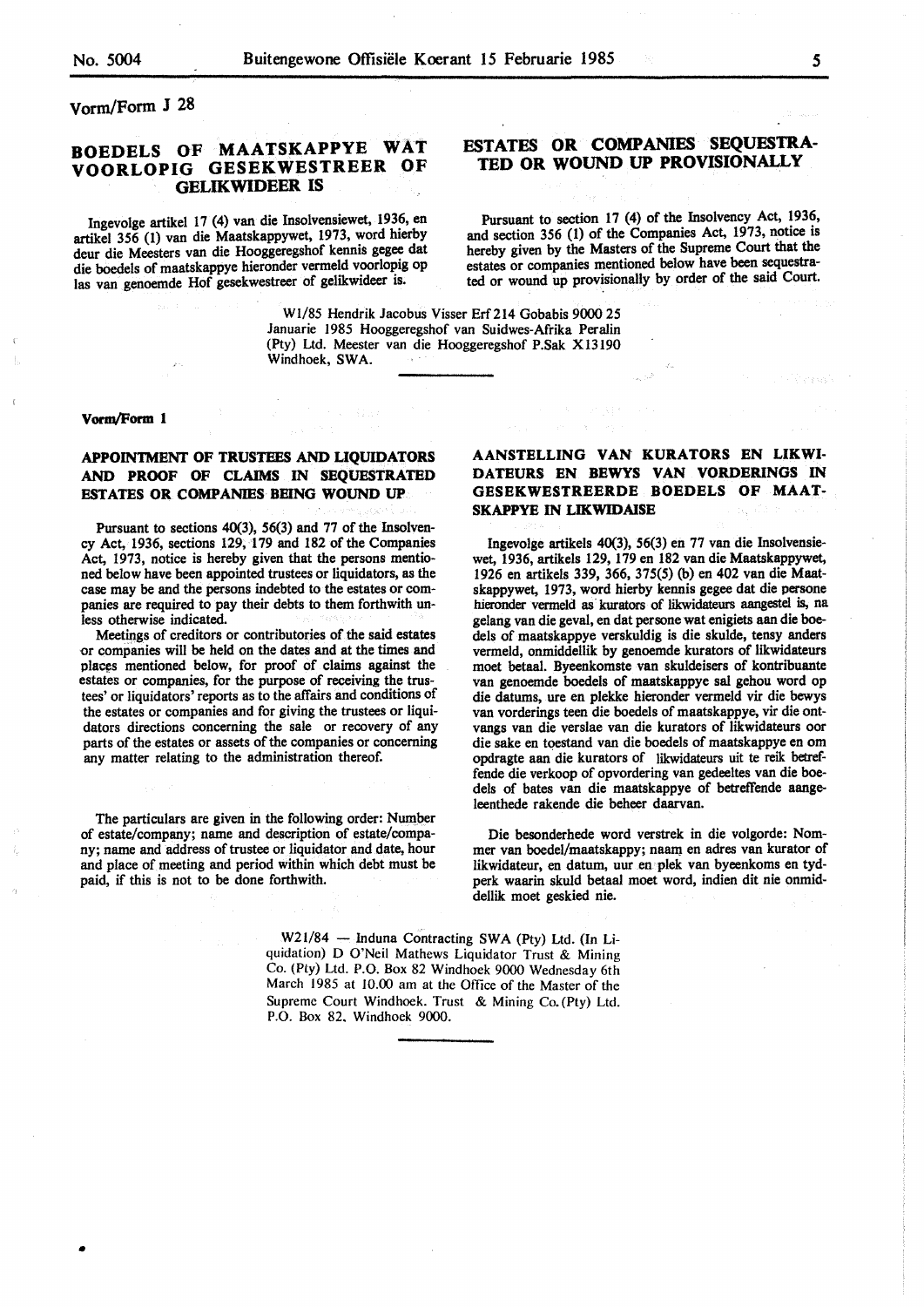Vorm/Form J 28

## BOEDELS OF MAATSKAPPYE WAT VOORLOPIG GESEKWESTREER OF GELIKWIDEER IS

Ingevolge artikel 17 (4) van die Insolvensiewet, 1936, en artikel 356 (1) van die Maatskappywet, 1973, word hierby deur die Meesters van die Hooggeregshof kennis gegee dat die boedels of maatskappye hieronder vermeld voorlopig op las van genoemde Hof gesekwestreer of gelikwideer is.

## ESTATES OR COMPANIES SEQUESTRATED OR WOUND UP PROVISIONALLY

Pursuant to section 17 (4) of the Insolvency Act, 1936, and section 356 (1) of the Companies Act, 1973, notice is hereby given by the Masters of the Supreme Court that the estates or companies mentioned below have been sequestrated or wound up provisionally by order of the said Court.

W1/85 Hendrik Jacobus Visser Erf 214 Gobabis 9000 25 Januarie 1985 Hooggeregshof van Suidwes-Afrika Peralin (Pty) Ltd. Meester van die Hooggeregshof P.Sak X13190 Windhoek, SWA.

---

Vorm/Form 1

## APPOINTMENT OF TRUSTEES AND LIQUIDATORS AND PROOF OF CLAIMS IN SEQUESTRATED ESTATES OR COMPANIES BEING WOUND UP

Pursuant to sections 40(3), 56(3) and 77 of the Insolvency Act, 1936, sections 129, 179 and 182 of the Companies Act, 1973, notice is hereby given that the persons mentioned below have been appointed trustees or liquidators, as the case may be and the persons indebted to the estates or companies are required to pay their debts to them forthwith unless otherwise indicated.

Meetings of creditors or contributories of the said estates or companies will be held on the dates and at the times and places mentioned below, for proof of claims against the estates or companies, for the purpose of receiving the trustees' or liquidators' reports as to the affairs and conditions of the estates or companies and for giving the trustees or liquidators directions concerning the sale or recovery of any parts of the estates or assets of the companies or concerning any matter relating to the administration thereof.

The particulars are given in the following order: Number of estate/company; name and description of estate/company; name and address of trustee or liquidator and date, hour and place of meeting and period within which debt must be paid, if this is not to be done forthwith.

## AANSTELLING VAN KURATORS EN LIKWIDATEURS EN BEWYS VAN VORDERINGS IN GESEKWESTREERDE BOEDELS OF MAATSKAPPYE IN LIKWIDASIE

Ingevolge artikels 40(3), 56(3) en 77 van die Insolvensiewet, 1936, artikels 129, 179 en 182 van die Maatskappywet, 1926 en artikels 339, 366, 375(5) (b) en 402 van die Maatskappywet, 1973, word hierby kennis gegee dat die persone hieronder vermeld as kurators of likwidateurs aangestel is, na gelang van die geval, en dat persone wat enigiets aan die boedels of maatskappye verskuldig is die skulde, tensy anders vermeld, onmiddellik by genoemde kurators of likwidateurs moet betaal. Byeenkomste van skuldeisers of kontribuante van genoemde boedels of maatskappye sal gehou word op die datums, ure en plekke hieronder vermeld vir die bewys van vorderings teen die boedels of maatskappye, vir die ontvangs van die verslae van die kurators of likwidateurs oor die sake en toestand van die boedels of maatskappye en om opdragte aan die kurators of likwidateurs uit te reik betreffende die verkoop of opvordering van gedeeltes van die boedels of bates van die maatskappye of betreffende aangeleenthede rakende die beheer daarvan.

Die besonderhede word verstrek in die volgorde: Nommer van boedel/maatskappy; naam en adres van kurator of likwidateur, en datum, uur en plek van byeenkoms en tydperk waarin skuld betaal moet word, indien dit nie onmiddellik moet geskied nie.

W21/84 — Induna Contracting SWA (Pty) Ltd. (In Liquidation) D O'Neil Mathews Liquidator Trust & Mining Co. (Pty) Ltd. P.O. Box 82 Windhoek 9000 Wednesday 6th March 1985 at 10.00 am at the Office of the Master of the Supreme Court Windhoek. Trust & Mining Co. (Pty) Ltd. P.O. Box 82, Windhoek 9000.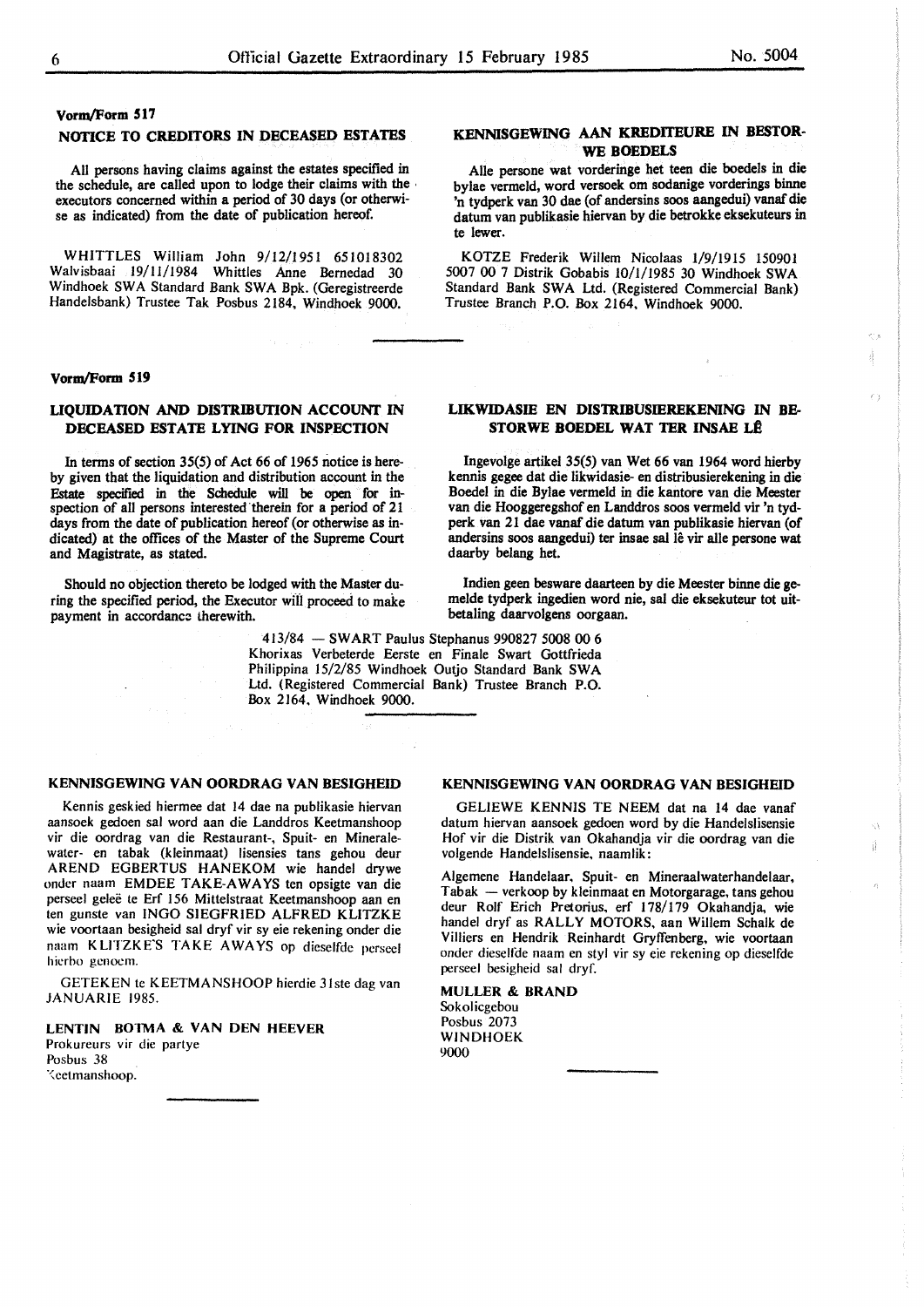**Vorm/Form 517**

## NOTICE TO CREDITORS IN DECEASED ESTATES

All persons having claims against the estates specified in the schedule, are called upon to lodge their claims with the executors concerned within a period of 30 days (or otherwise as indicated) from the date of publication hereof.

WHITTLES William John 9/12/1951 651018302 Walvisbaai 19/11/1984 Whittles Anne Bernedad 30 Windhoek SWA Standard Bank SWA Bpk. (Geregistreerde Handelsbank) Trustee Tak Posbus 2184, Windhoek 9000.

## KENNISGEWING AAN KREDITEURE IN BESTORWE BOEDELS

Alle persone wat vorderinge het teen die boedels in die bylae vermeld, word versoek om sodanige vorderings binne 'n tydperk van 30 dae (of andersins soos aangedui) vanaf die datum van publikasie hiervan by die betrokke eksekuteurs in te lewer.

KOTZE Frederik Willem Nicolaas 1/9/1915 150901 5007 00 7 Distrik Gobabis 10/1/1985 30 Windhoek SWA Standard Bank SWA Ltd. (Registered Commercial Bank) Trustee Branch P.O. Box 2164, Windhoek 9000.

---

**Vorm/Form 519**

## LIQUIDATION AND DISTRIBUTION ACCOUNT IN DECEASED ESTATE LYING FOR INSPECTION

In terms of section 35(5) of Act 66 of 1965 notice is hereby given that the liquidation and distribution account in the Estate specified in the Schedule will be open for inspection of all persons interested therein for a period of 21 days from the date of publication hereof (or otherwise as indicated) at the offices of the Master of the Supreme Court and Magistrate, as stated.

Should no objection thereto be lodged with the Master during the specified period, the Executor will proceed to make payment in accordance therewith.

## LIKWIDASIE EN DISTRIBUSIEREKENING IN BESTORWE BOEDEL WAT TER INSAE LÊ

Ingevolge artikel 35(5) van Wet 66 van 1964 word hierby kennis gegee dat die likwidasie- en distribusierekening in die Boedel in die Bylae vermeld in die kantore van die Meester van die Hooggeregshof en Landdros soos vermeld vir 'n tydperk van 21 dae vanaf die datum van publikasie hiervan (of andersins soos aangedui) ter insae sal lê vir alle persone wat daarby belang het.

Indien geen besware daarteen by die Meester binne die gemelde tydperk ingedien word nie, sal die eksekuteur tot uitbetaling daarvolgens oorgaan.

413/84 — SWART Paulus Stephanus 990827 5008 00 6 Khorixas Verbeterde Eerste en Finale Swart Gottfrieda Philippina 15/2/85 Windhoek Outjo Standard Bank SWA Ltd. (Registered Commercial Bank) Trustee Branch P.O. Box 2164, Windhoek 9000.

---

## KENNISGEWING VAN OORDRAG VAN BESIGHEID

Kennis geskied hiermee dat 14 dae na publikasie hiervan aansoek gedoen sal word aan die Landdros Keetmanshoop vir die oordrag van die Restaurant-, Spuit- en Mineralewater- en tabak (kleinmaat) lisensies tans gehou deur AREND EGBERTUS HANEKOM wie handel drywe onder naam EMDEE TAKE-AWAYS ten opsigte van die perseel geleë te Erf 156 Mittelstraat Keetmanshoop aan en ten gunste van INGO SIEGFRIED ALFRED KLITZKE wie voortaan besigheid sal dryf vir sy eie rekening onder die naam KLITZKE'S TAKE AWAYS op dieselfde perseel hierbo genoem.

GETEKEN te KEETMANSHOOP hierdie 31ste dag van JANUARIE 1985.

**LENTIN BOTMA & VAN DEN HEEVER**
Prokureurs vir die partye
Posbus 38
Keetmanshoop.

---

## KENNISGEWING VAN OORDRAG VAN BESIGHEID

GELIEWE KENNIS TE NEEM dat na 14 dae vanaf datum hiervan aansoek gedoen word by die Handelslisensie Hof vir die Distrik van Okahandja vir die oordrag van die volgende Handelslisensie, naamlik:

Algemene Handelaar, Spuit- en Mineraalwaterhandelaar, Tabak — verkoop by kleinmaat en Motorgarage, tans gehou deur Rolf Erich Pretorius, erf 178/179 Okahandja, wie handel dryf as RALLY MOTORS, aan Willem Schalk de Villiers en Hendrik Reinhardt Gryffenberg, wie voortaan onder dieselfde naam en styl vir sy eie rekening op dieselfde perseel besigheid sal dryf.

**MULLER & BRAND**
Sokolicgebou
Posbus 2073
WINDHOEK
9000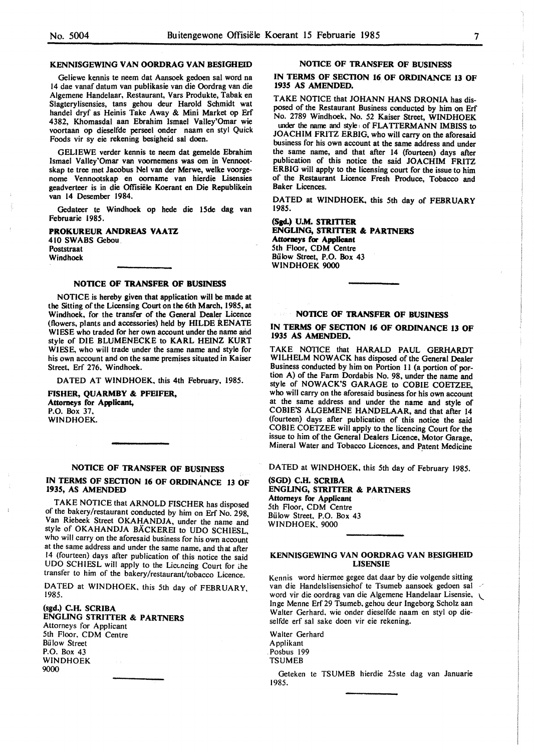### KENNISGEWING VAN OORDRAG VAN BESIGHEID

Geliewe kennis te neem dat Aansoek gedoen sal word na 14 dae vanaf datum van publikasie van die Oordrag van die Algemene Handelaar, Restaurant, Vars Produkte, Tabak en Slagterylisensies, tans gehou deur Harold Schmidt wat handel dryf as Heinis Take Away & Mini Market op Erf 4382, Khomasdal aan Ebrahim Ismael Valley'Omar wie voortaan op dieselfde perseel onder naam en styl Quick Foods vir sy eie rekening besigheid sal doen.

GELIEWE verder kennis te neem dat gemelde Ebrahim Ismael Valley'Omar van voornemens was om in Vennootskap te tree met Jacobus Nel van der Merwe, welke voorgenome Vennootskap en oorname van hierdie Lisensies geadverteer is in die Offisiële Koerant en Die Republikein van 14 Desember 1984.

Gedateer te Windhoek op hede die 15de dag van Februarie 1985.

**PROKUREUR ANDREAS VAATZ**
410 SWABS Gebou
Poststraat
Windhoek

### NOTICE OF TRANSFER OF BUSINESS

NOTICE is hereby given that application will be made at the Sitting of the Licensing Court on the 6th March, 1985, at Windhoek, for the transfer of the General Dealer Licence (flowers, plants and accessories) held by HILDE RENATE WIESE who traded for her own account under the name and style of DIE BLUMENECKE to KARL HEINZ KURT WIESE, who will trade under the same name and style for his own account and on the same premises situated in Kaiser Street, Erf 276, Windhoek.

DATED AT WINDHOEK, this 4th February, 1985.

**FISHER, QUARMBY & PFEIFER,**
**Attorneys for Applicant,**
P.O. Box 37,
WINDHOEK.

### NOTICE OF TRANSFER OF BUSINESS

**IN TERMS OF SECTION 16 OF ORDINANCE 13 OF 1935, AS AMENDED**

TAKE NOTICE that ARNOLD FISCHER has disposed of the bakery/restaurant conducted by him on Erf No. 298, Van Riebeek Street OKAHANDJA, under the name and style of OKAHANDJA BÄCKEREI to UDO SCHIESL, who will carry on the aforesaid business for his own account at the same address and under the same name, and that after 14 (fourteen) days after publication of this notice the said UDO SCHIESL will apply to the Licencing Court for the transfer to him of the bakery/restaurant/tobacco Licence.

DATED at WINDHOEK, this 5th day of FEBRUARY, 1985.

**(sgd.) C.H. SCRIBA**
**ENGLING STRITTER & PARTNERS**
Attorneys for Applicant
5th Floor, CDM Centre
Bülow Street
P.O. Box 43
WINDHOEK
9000

### NOTICE OF TRANSFER OF BUSINESS

**IN TERMS OF SECTION 16 OF ORDINANCE 13 OF 1935 AS AMENDED.**

TAKE NOTICE that JOHANN HANS DRONIA has disposed of the Restaurant Business conducted by him on Erf No. 2789 Windhoek, No. 52 Kaiser Street, WINDHOEK under the name and style of FLATTERMANN IMBISS to JOACHIM FRITZ ERBIG, who will carry on the aforesaid business for his own account at the same address and under the same name, and that after 14 (fourteen) days after publication of this notice the said JOACHIM FRITZ ERBIG will apply to the licensing court for the issue to him of the Restaurant Licence Fresh Produce, Tobacco and Baker Licences.

DATED at WINDHOEK, this 5th day of FEBRUARY 1985.

**(Sgd.) U.M. STRITTER**
**ENGLING, STRITTER & PARTNERS**
**Attorneys for Applicant**
5th Floor, CDM Centre
Bülow Street, P.O. Box 43
WINDHOEK 9000

### NOTICE OF TRANSFER OF BUSINESS

**IN TERMS OF SECTION 16 OF ORDINANCE 13 OF 1935 AS AMENDED.**

TAKE NOTICE that HARALD PAUL GERHARDT WILHELM NOWACK has disposed of the General Dealer Business conducted by him on Portion 11 (a portion of portion A) of the Farm Dordabis No. 98, under the name and style of NOWACK'S GARAGE to COBIE COETZEE, who will carry on the aforesaid business for his own account at the same address and under the name and style of COBIE'S ALGEMENE HANDELAAR, and that after 14 (fourteen) days after publication of this notice the said COBIE COETZEE will apply to the licencing Court for the issue to him of the General Dealers Licence, Motor Garage, Mineral Water and Tobacco Licences, and Patent Medicine

DATED at WINDHOEK, this 5th day of February 1985.

**(SGD) C.H. SCRIBA**
**ENGLING, STRITTER & PARTNERS**
**Attorneys for Applicant**
5th Floor, CDM Centre
Bülow Street, P.O. Box 43
WINDHOEK, 9000

### KENNISGEWING VAN OORDRAG VAN BESIGHEID LISENSIE

Kennis word hiermee gegee dat daar by die volgende sitting van die Handelslisensiehof te Tsumeb aansoek gedoen sal word vir die oordrag van die Algemene Handelaar Lisensie, Inge Menne Erf 29 Tsumeb, gehou deur Ingeborg Scholz aan Walter Gerhard, wie onder dieselfde naam en styl op dieselfde erf sal sake doen vir eie rekening.

Walter Gerhard
Applikant
Posbus 199
TSUMEB

Geteken te TSUMEB hierdie 25ste dag van Januarie 1985.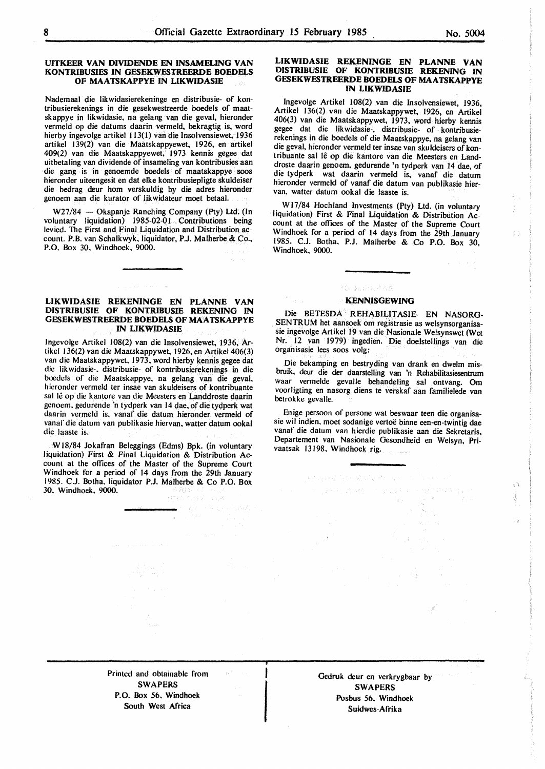## UITKEER VAN DIVIDENDE EN INSAMELING VAN KONTRIBUSIES IN GESEKWESTREERDE BOEDELS OF MAATSKAPPYE IN LIKWIDASIE

Nademaal die likwidasierekeninge en distribusie- of kontribusierekenings in die gesekwestreerde boedels of maatskappye in likwidasie, na gelang van die geval, hieronder vermeld op die datums daarin vermeld, bekragtig is, word hierby ingevolge artikel 113(1) van die Insolvensiewet, 1936 artikel 139(2) van die Maatskappyewet, 1926, en artikel 409(2) van die Maatskappyewet, 1973 kennis gegee dat uitbetaling van dividende of insameling van kontribusies aan die gang is in genoemde boedels of maatskappye soos hieronder uiteengesit en dat elke kontribusiepligte skuldeiser die bedrag deur hom verskuldig by die adres hieronder genoem aan die kurator of likwidateur moet betaal.

W27/84 — Okapanje Ranching Company (Pty) Ltd. (In voluntary liquidation) 1985-02-01 Contributions being levied. The First and Final Liquidation and Distribution account. P.B. van Schalkwyk, liquidator, P.J. Malherbe & Co., P.O. Box 30, Windhoek, 9000.

---

## LIKWIDASIE REKENINGE EN PLANNE VAN DISTRIBUSIE OF KONTRIBUSIE REKENING IN GESEKWESTREERDE BOEDELS OF MAATSKAPPYE IN LIKWIDASIE

Ingevolge Artikel 108(2) van die Insolvensiewet, 1936, Artikel 136(2) van die Maatskappywet, 1926, en Artikel 406(3) van die Maatskappywet, 1973, word hierby kennis gegee dat die likwidasie-, distribusie- of kontribusierekenings in die boedels of die Maatskappye, na gelang van die geval, hieronder vermeld ter insae van skuldeisers of kontribuante sal lê op die kantore van die Meesters en Landdroste daarin genoem, gedurende 'n tydperk van 14 dae, of die tydperk wat daarin vermeld is, vanaf die datum hieronder vermeld of vanaf die datum van publikasie hiervan, watter datum ookal die laaste is.

W18/84 Jokafran Beleggings (Edms) Bpk. (in voluntary liquidation) First & Final Liquidation & Distribution Account at the offices of the Master of the Supreme Court Windhoek for a period of 14 days from the 29th January 1985. C.J. Botha, liquidator P.J. Malherbe & Co P.O. Box 30, Windhoek, 9000.

---

## LIKWIDASIE REKENINGE EN PLANNE VAN DISTRIBUSIE OF KONTRIBUSIE REKENING IN GESEKWESTREERDE BOEDELS OF MAATSKAPPYE IN LIKWIDASIE

Ingevolge Artikel 108(2) van die Insolvensiewet, 1936, Artikel 136(2) van die Maatskappywet, 1926, en Artikel 406(3) van die Maatskappywet, 1973, word hierby kennis gegee dat die likwidasie-, distribusie- of kontribusierekenings in die boedels of die Maatskappye, na gelang van die geval, hieronder vermeld ter insae van skuldeisers of kontribuante sal lê op die kantore van die Meesters en Landdroste daarin genoem, gedurende 'n tydperk van 14 dae, of die tydperk wat daarin vermeld is, vanaf die datum hieronder vermeld of vanaf die datum van publikasie hiervan, watter datum ookal die laaste is.

W17/84 Hochland Investments (Pty) Ltd. (in voluntary liquidation) First & Final Liquidation & Distribution Account at the offices of the Master of the Supreme Court Windhoek for a period of 14 days from the 29th January 1985. C.J. Botha, P.J. Malherbe & Co P.O. Box 30, Windhoek, 9000.

---

## KENNISGEWING

Die BETESDA REHABILITASIE- EN NASORGSENTRUM het aansoek om registrasie as welsynsorganisasie ingevolge Artikel 19 van die Nasionale Welsynswet (Wet Nr. 12 van 1979) ingedien. Die doelstellings van die organisasie lees soos volg:

Die bekamping en bestryding van drank en dwelm misbruik, deur die der daarstelling van 'n Rehabilitasiesentrum waar vermelde gevalle behandeling sal ontvang. Om voorligting en nasorg diens te verskaf aan familielede van betrokke gevalle.

Enige persoon of persone wat beswaar teen die organisasie wil indien, moet sodanige vertoë binne een-en-twintig dae vanaf die datum van hierdie publikasie aan die Sekretaris, Departement van Nasionale Gesondheid en Welsyn, Privaatsak 13198, Windhoek rig.

---

Printed and obtainable from
SWAPERS
P.O. Box 56, Windhoek
South West Africa

Gedruk deur en verkrygbaar by
SWAPERS
Posbus 56, Windhoek
Suidwes-Afrika